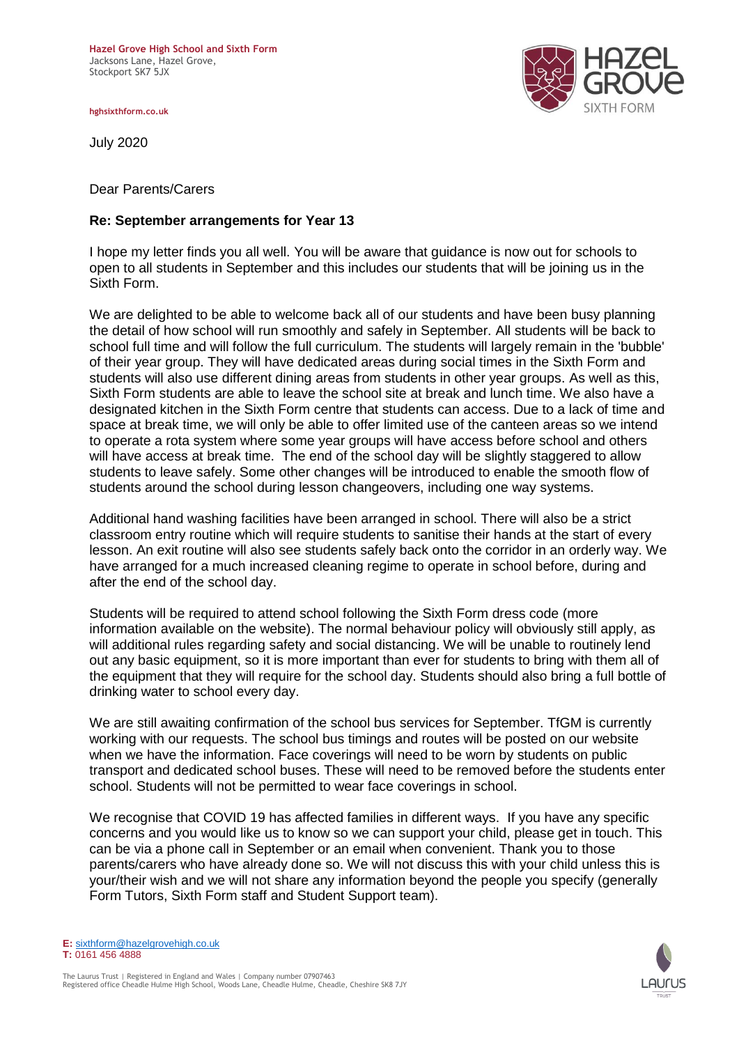**Hazel Grove High School and Sixth Form**
Jacksons Lane, Hazel Grove,
Stockport SK7 5JX

hghsixthform.co.uk

July 2020

Dear Parents/Carers

**Re: September arrangements for Year 13**

I hope my letter finds you all well. You will be aware that guidance is now out for schools to open to all students in September and this includes our students that will be joining us in the Sixth Form.

We are delighted to be able to welcome back all of our students and have been busy planning the detail of how school will run smoothly and safely in September. All students will be back to school full time and will follow the full curriculum. The students will largely remain in the 'bubble' of their year group. They will have dedicated areas during social times in the Sixth Form and students will also use different dining areas from students in other year groups. As well as this, Sixth Form students are able to leave the school site at break and lunch time. We also have a designated kitchen in the Sixth Form centre that students can access. Due to a lack of time and space at break time, we will only be able to offer limited use of the canteen areas so we intend to operate a rota system where some year groups will have access before school and others will have access at break time. The end of the school day will be slightly staggered to allow students to leave safely. Some other changes will be introduced to enable the smooth flow of students around the school during lesson changeovers, including one way systems.

Additional hand washing facilities have been arranged in school. There will also be a strict classroom entry routine which will require students to sanitise their hands at the start of every lesson. An exit routine will also see students safely back onto the corridor in an orderly way. We have arranged for a much increased cleaning regime to operate in school before, during and after the end of the school day.

Students will be required to attend school following the Sixth Form dress code (more information available on the website). The normal behaviour policy will obviously still apply, as will additional rules regarding safety and social distancing. We will be unable to routinely lend out any basic equipment, so it is more important than ever for students to bring with them all of the equipment that they will require for the school day. Students should also bring a full bottle of drinking water to school every day.

We are still awaiting confirmation of the school bus services for September. TfGM is currently working with our requests. The school bus timings and routes will be posted on our website when we have the information. Face coverings will need to be worn by students on public transport and dedicated school buses. These will need to be removed before the students enter school. Students will not be permitted to wear face coverings in school.

We recognise that COVID 19 has affected families in different ways. If you have any specific concerns and you would like us to know so we can support your child, please get in touch. This can be via a phone call in September or an email when convenient. Thank you to those parents/carers who have already done so. We will not discuss this with your child unless this is your/their wish and we will not share any information beyond the people you specify (generally Form Tutors, Sixth Form staff and Student Support team).

**E:** sixthform@hazelgrovehigh.co.uk
**T:** 0161 456 4888

The Laurus Trust | Registered in England and Wales | Company number 07907463
Registered office Cheadle Hulme High School, Woods Lane, Cheadle Hulme, Cheadle, Cheshire SK8 7JY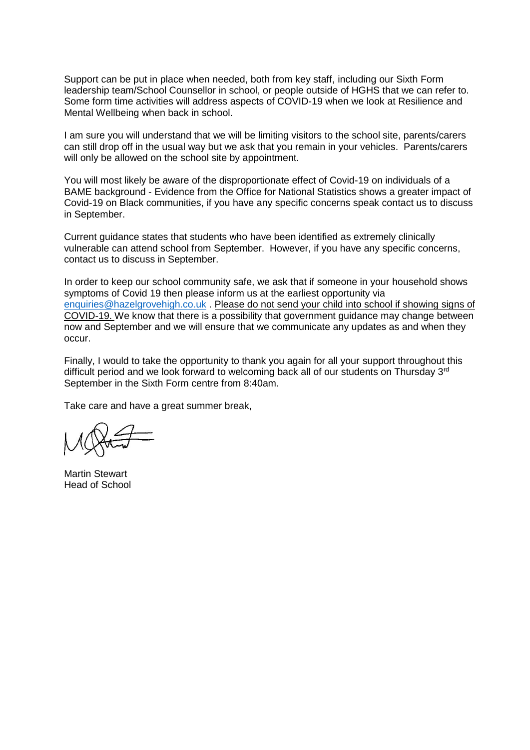Support can be put in place when needed, both from key staff, including our Sixth Form leadership team/School Counsellor in school, or people outside of HGHS that we can refer to. Some form time activities will address aspects of COVID-19 when we look at Resilience and Mental Wellbeing when back in school.

I am sure you will understand that we will be limiting visitors to the school site, parents/carers can still drop off in the usual way but we ask that you remain in your vehicles. Parents/carers will only be allowed on the school site by appointment.

You will most likely be aware of the disproportionate effect of Covid-19 on individuals of a BAME background - Evidence from the Office for National Statistics shows a greater impact of Covid-19 on Black communities, if you have any specific concerns speak contact us to discuss in September.

Current guidance states that students who have been identified as extremely clinically vulnerable can attend school from September. However, if you have any specific concerns, contact us to discuss in September.

In order to keep our school community safe, we ask that if someone in your household shows symptoms of Covid 19 then please inform us at the earliest opportunity via enquiries@hazelgrovehigh.co.uk . Please do not send your child into school if showing signs of COVID-19. We know that there is a possibility that government guidance may change between now and September and we will ensure that we communicate any updates as and when they occur.

Finally, I would to take the opportunity to thank you again for all your support throughout this difficult period and we look forward to welcoming back all of our students on Thursday 3rd September in the Sixth Form centre from 8:40am.

Take care and have a great summer break,

Martin Stewart
Head of School